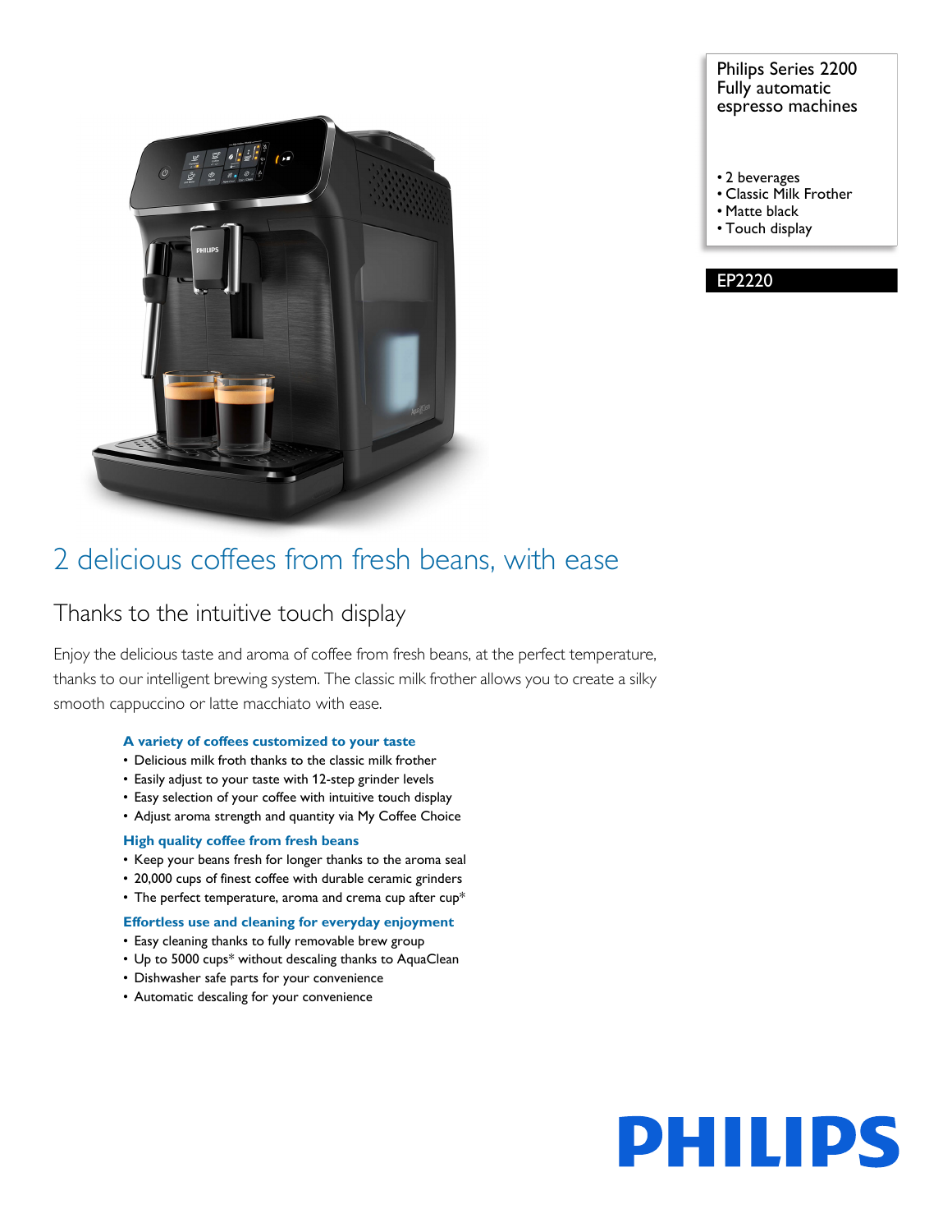Philips Series 2200
Fully automatic
espresso machines

- 2 beverages
- Classic Milk Frother
- Matte black
- Touch display

EP2220

# 2 delicious coffees from fresh beans, with ease

## Thanks to the intuitive touch display

Enjoy the delicious taste and aroma of coffee from fresh beans, at the perfect temperature, thanks to our intelligent brewing system. The classic milk frother allows you to create a silky smooth cappuccino or latte macchiato with ease.

**A variety of coffees customized to your taste**
- Delicious milk froth thanks to the classic milk frother
- Easily adjust to your taste with 12-step grinder levels
- Easy selection of your coffee with intuitive touch display
- Adjust aroma strength and quantity via My Coffee Choice

**High quality coffee from fresh beans**
- Keep your beans fresh for longer thanks to the aroma seal
- 20,000 cups of finest coffee with durable ceramic grinders
- The perfect temperature, aroma and crema cup after cup*

**Effortless use and cleaning for everyday enjoyment**
- Easy cleaning thanks to fully removable brew group
- Up to 5000 cups* without descaling thanks to AquaClean
- Dishwasher safe parts for your convenience
- Automatic descaling for your convenience

PHILIPS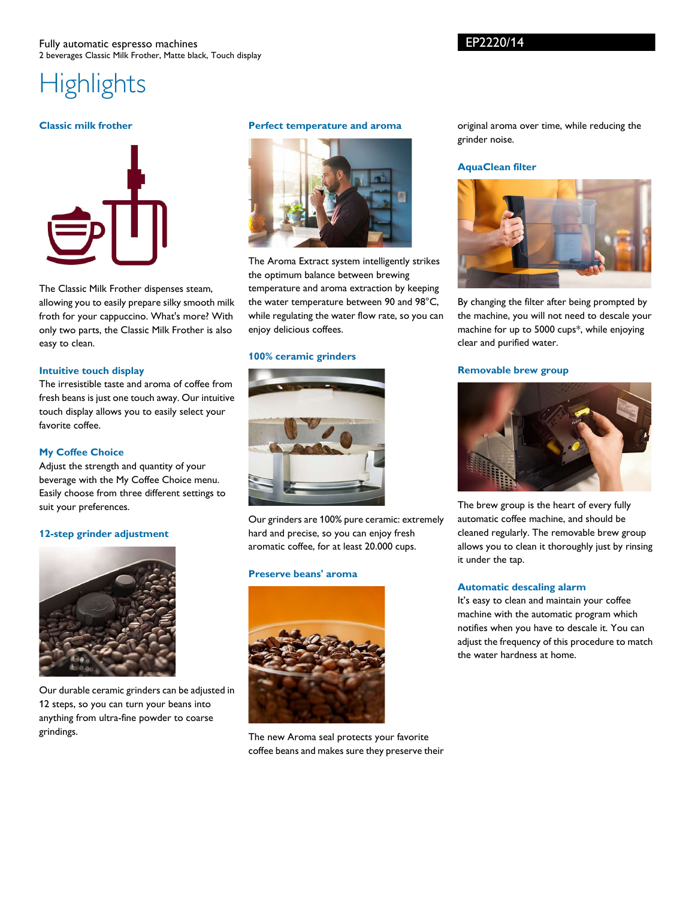# Highlights

### Classic milk frother

The Classic Milk Frother dispenses steam, allowing you to easily prepare silky smooth milk froth for your cappuccino. What's more? With only two parts, the Classic Milk Frother is also easy to clean.

### Intuitive touch display

The irresistible taste and aroma of coffee from fresh beans is just one touch away. Our intuitive touch display allows you to easily select your favorite coffee.

### My Coffee Choice

Adjust the strength and quantity of your beverage with the My Coffee Choice menu. Easily choose from three different settings to suit your preferences.

### 12-step grinder adjustment

Our durable ceramic grinders can be adjusted in 12 steps, so you can turn your beans into anything from ultra-fine powder to coarse grindings.

### Perfect temperature and aroma

The Aroma Extract system intelligently strikes the optimum balance between brewing temperature and aroma extraction by keeping the water temperature between 90 and 98°C, while regulating the water flow rate, so you can enjoy delicious coffees.

### 100% ceramic grinders

Our grinders are 100% pure ceramic: extremely hard and precise, so you can enjoy fresh aromatic coffee, for at least 20.000 cups.

### Preserve beans' aroma

The new Aroma seal protects your favorite coffee beans and makes sure they preserve their original aroma over time, while reducing the grinder noise.

### AquaClean filter

By changing the filter after being prompted by the machine, you will not need to descale your machine for up to 5000 cups*, while enjoying clear and purified water.

### Removable brew group

The brew group is the heart of every fully automatic coffee machine, and should be cleaned regularly. The removable brew group allows you to clean it thoroughly just by rinsing it under the tap.

### Automatic descaling alarm

It's easy to clean and maintain your coffee machine with the automatic program which notifies when you have to descale it. You can adjust the frequency of this procedure to match the water hardness at home.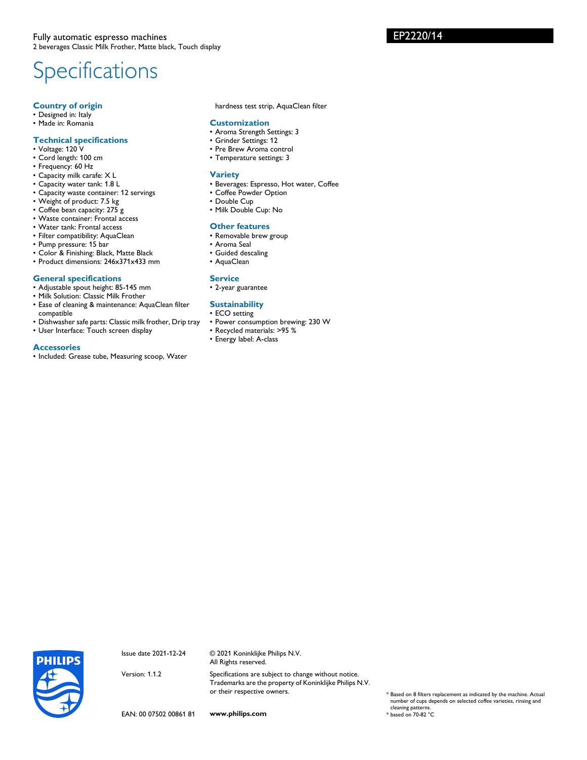Fully automatic espresso machines

2 beverages Classic Milk Frother, Matte black, Touch display

EP2220/14

# Specifications

### Country of origin

- Designed in: Italy
- Made in: Romania

### Technical specifications

- Voltage: 120 V
- Cord length: 100 cm
- Frequency: 60 Hz
- Capacity milk carafe: X L
- Capacity water tank: 1.8 L
- Capacity waste container: 12 servings
- Weight of product: 7.5 kg
- Coffee bean capacity: 275 g
- Waste container: Frontal access
- Water tank: Frontal access
- Filter compatibility: AquaClean
- Pump pressure: 15 bar
- Color & Finishing: Black, Matte Black
- Product dimensions: 246x371x433 mm

### General specifications

- Adjustable spout height: 85-145 mm
- Milk Solution: Classic Milk Frother
- Ease of cleaning & maintenance: AquaClean filter compatible
- Dishwasher safe parts: Classic milk frother, Drip tray
- User Interface: Touch screen display

### Accessories

- Included: Grease tube, Measuring scoop, Water hardness test strip, AquaClean filter

### Customization

- Aroma Strength Settings: 3
- Grinder Settings: 12
- Pre Brew Aroma control
- Temperature settings: 3

### Variety

- Beverages: Espresso, Hot water, Coffee
- Coffee Powder Option
- Double Cup
- Milk Double Cup: No

### Other features

- Removable brew group
- Aroma Seal
- Guided descaling
- AquaClean

### Service

- 2-year guarantee

### Sustainability

- ECO setting
- Power consumption brewing: 230 W
- Recycled materials: >95 %
- Energy label: A-class

Issue date 2021-12-24

Version: 1.1.2

EAN: 00 07502 00861 81

© 2021 Koninklijke Philips N.V.
All Rights reserved.

Specifications are subject to change without notice. Trademarks are the property of Koninklijke Philips N.V. or their respective owners.

www.philips.com

* Based on 8 filters replacement as indicated by the machine. Actual number of cups depends on selected coffee varieties, rinsing and cleaning patterns.
* based on 70-82 °C